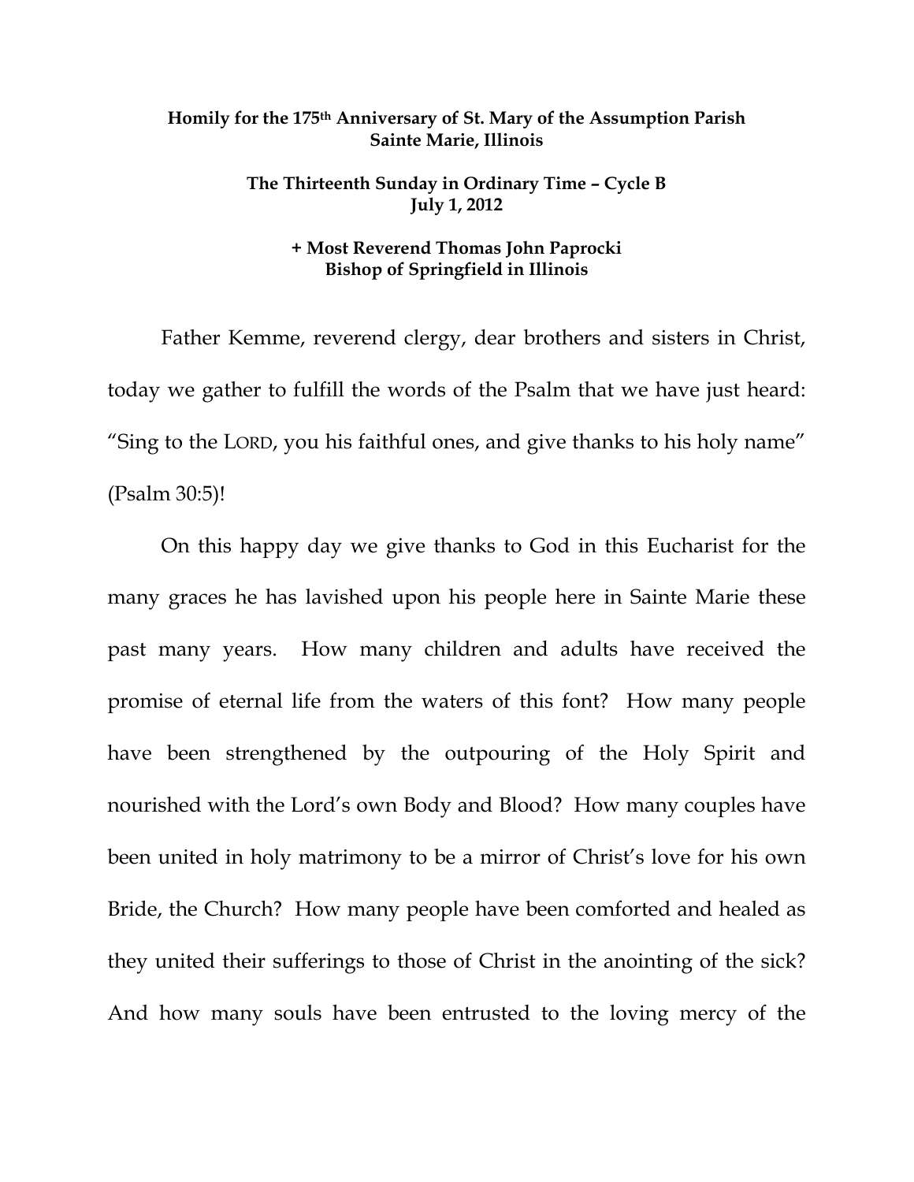**Homily for the 175th Anniversary of St. Mary of the Assumption Parish**
**Sainte Marie, Illinois**

**The Thirteenth Sunday in Ordinary Time – Cycle B**
**July 1, 2012**

**+ Most Reverend Thomas John Paprocki**
**Bishop of Springfield in Illinois**

Father Kemme, reverend clergy, dear brothers and sisters in Christ, today we gather to fulfill the words of the Psalm that we have just heard: "Sing to the LORD, you his faithful ones, and give thanks to his holy name" (Psalm 30:5)!

On this happy day we give thanks to God in this Eucharist for the many graces he has lavished upon his people here in Sainte Marie these past many years. How many children and adults have received the promise of eternal life from the waters of this font? How many people have been strengthened by the outpouring of the Holy Spirit and nourished with the Lord's own Body and Blood? How many couples have been united in holy matrimony to be a mirror of Christ's love for his own Bride, the Church? How many people have been comforted and healed as they united their sufferings to those of Christ in the anointing of the sick? And how many souls have been entrusted to the loving mercy of the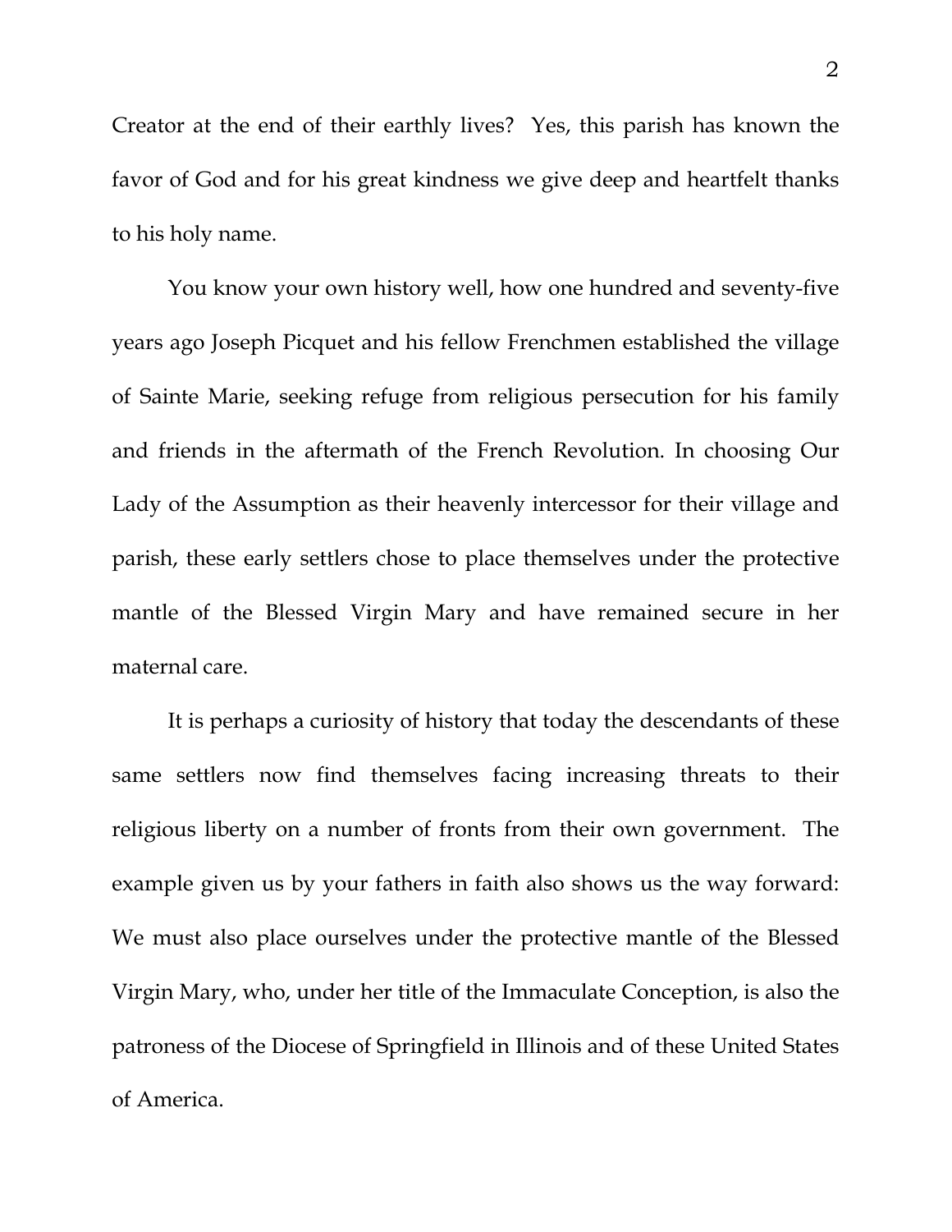Creator at the end of their earthly lives? Yes, this parish has known the favor of God and for his great kindness we give deep and heartfelt thanks to his holy name.

You know your own history well, how one hundred and seventy-five years ago Joseph Picquet and his fellow Frenchmen established the village of Sainte Marie, seeking refuge from religious persecution for his family and friends in the aftermath of the French Revolution. In choosing Our Lady of the Assumption as their heavenly intercessor for their village and parish, these early settlers chose to place themselves under the protective mantle of the Blessed Virgin Mary and have remained secure in her maternal care.

It is perhaps a curiosity of history that today the descendants of these same settlers now find themselves facing increasing threats to their religious liberty on a number of fronts from their own government. The example given us by your fathers in faith also shows us the way forward: We must also place ourselves under the protective mantle of the Blessed Virgin Mary, who, under her title of the Immaculate Conception, is also the patroness of the Diocese of Springfield in Illinois and of these United States of America.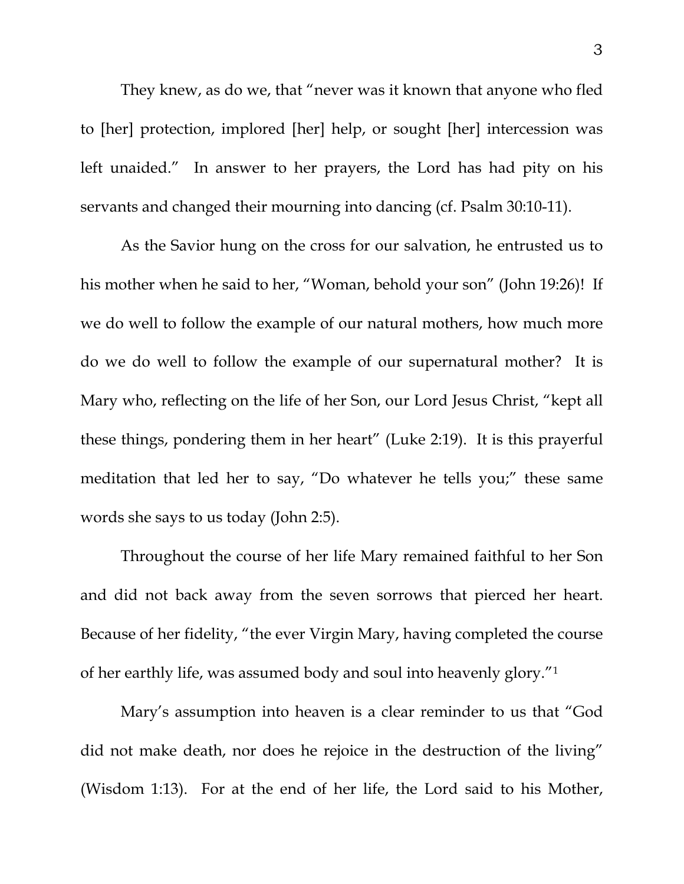They knew, as do we, that "never was it known that anyone who fled to [her] protection, implored [her] help, or sought [her] intercession was left unaided." In answer to her prayers, the Lord has had pity on his servants and changed their mourning into dancing (cf. Psalm 30:10-11).

As the Savior hung on the cross for our salvation, he entrusted us to his mother when he said to her, "Woman, behold your son" (John 19:26)! If we do well to follow the example of our natural mothers, how much more do we do well to follow the example of our supernatural mother? It is Mary who, reflecting on the life of her Son, our Lord Jesus Christ, "kept all these things, pondering them in her heart" (Luke 2:19). It is this prayerful meditation that led her to say, "Do whatever he tells you;" these same words she says to us today (John 2:5).

Throughout the course of her life Mary remained faithful to her Son and did not back away from the seven sorrows that pierced her heart. Because of her fidelity, "the ever Virgin Mary, having completed the course of her earthly life, was assumed body and soul into heavenly glory."[1]

Mary's assumption into heaven is a clear reminder to us that "God did not make death, nor does he rejoice in the destruction of the living" (Wisdom 1:13). For at the end of her life, the Lord said to his Mother,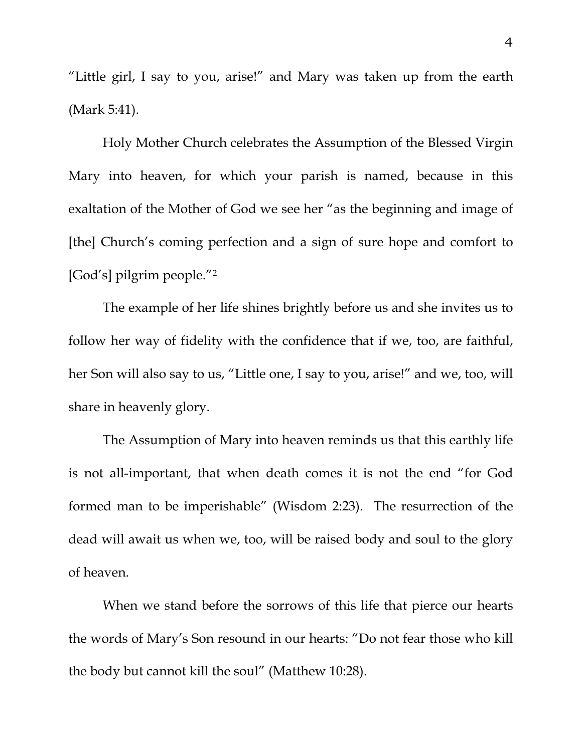"Little girl, I say to you, arise!" and Mary was taken up from the earth (Mark 5:41).

Holy Mother Church celebrates the Assumption of the Blessed Virgin Mary into heaven, for which your parish is named, because in this exaltation of the Mother of God we see her "as the beginning and image of [the] Church's coming perfection and a sign of sure hope and comfort to [God's] pilgrim people."[2]

The example of her life shines brightly before us and she invites us to follow her way of fidelity with the confidence that if we, too, are faithful, her Son will also say to us, "Little one, I say to you, arise!" and we, too, will share in heavenly glory.

The Assumption of Mary into heaven reminds us that this earthly life is not all-important, that when death comes it is not the end "for God formed man to be imperishable" (Wisdom 2:23). The resurrection of the dead will await us when we, too, will be raised body and soul to the glory of heaven.

When we stand before the sorrows of this life that pierce our hearts the words of Mary's Son resound in our hearts: "Do not fear those who kill the body but cannot kill the soul" (Matthew 10:28).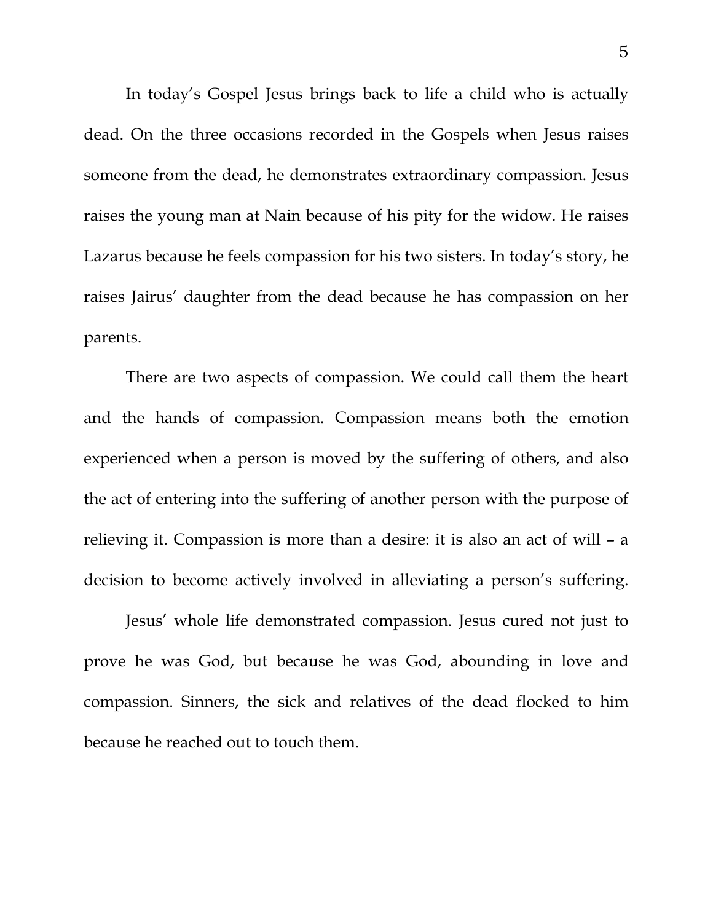In today's Gospel Jesus brings back to life a child who is actually dead. On the three occasions recorded in the Gospels when Jesus raises someone from the dead, he demonstrates extraordinary compassion. Jesus raises the young man at Nain because of his pity for the widow. He raises Lazarus because he feels compassion for his two sisters. In today's story, he raises Jairus' daughter from the dead because he has compassion on her parents.

There are two aspects of compassion. We could call them the heart and the hands of compassion. Compassion means both the emotion experienced when a person is moved by the suffering of others, and also the act of entering into the suffering of another person with the purpose of relieving it. Compassion is more than a desire: it is also an act of will – a decision to become actively involved in alleviating a person's suffering.

Jesus' whole life demonstrated compassion. Jesus cured not just to prove he was God, but because he was God, abounding in love and compassion. Sinners, the sick and relatives of the dead flocked to him because he reached out to touch them.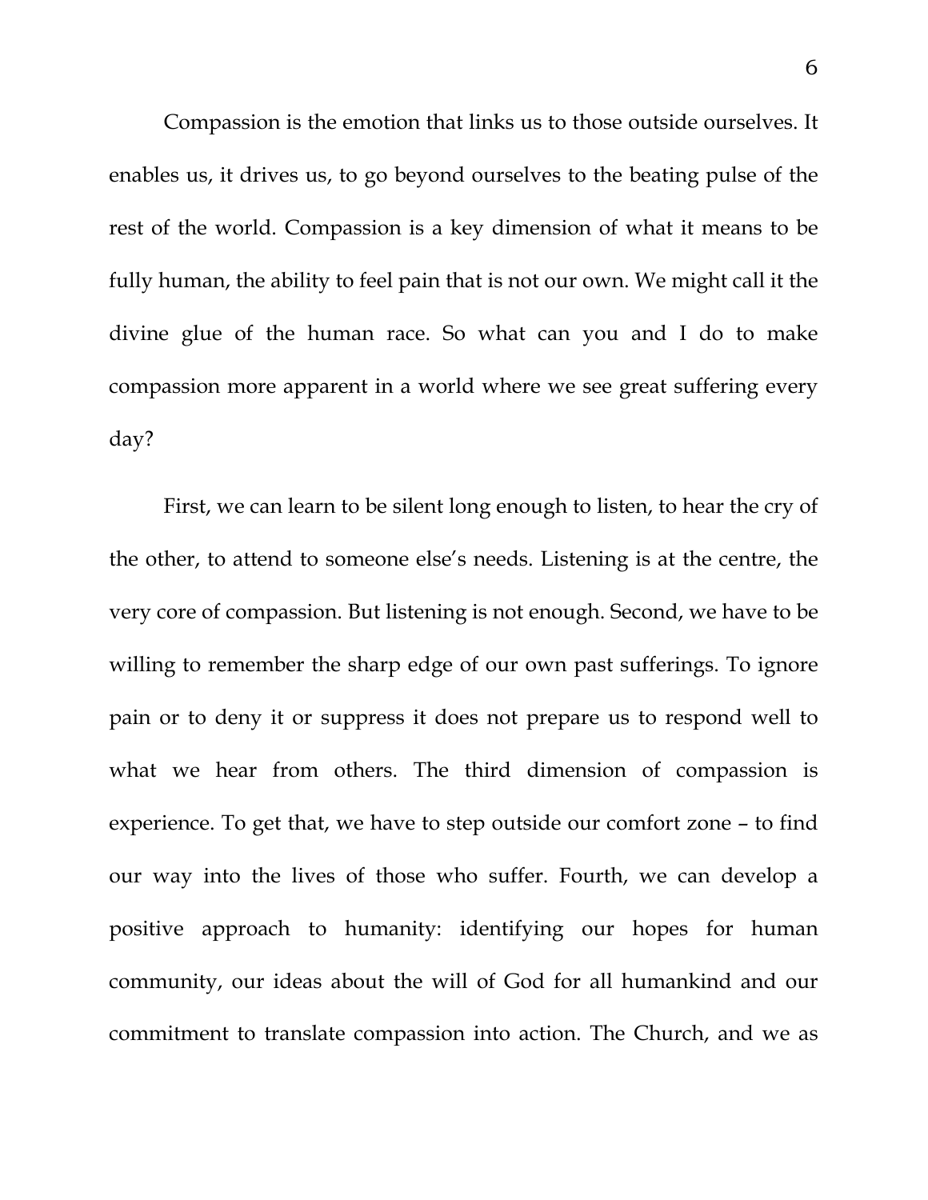Compassion is the emotion that links us to those outside ourselves. It enables us, it drives us, to go beyond ourselves to the beating pulse of the rest of the world. Compassion is a key dimension of what it means to be fully human, the ability to feel pain that is not our own. We might call it the divine glue of the human race. So what can you and I do to make compassion more apparent in a world where we see great suffering every day?

First, we can learn to be silent long enough to listen, to hear the cry of the other, to attend to someone else's needs. Listening is at the centre, the very core of compassion. But listening is not enough. Second, we have to be willing to remember the sharp edge of our own past sufferings. To ignore pain or to deny it or suppress it does not prepare us to respond well to what we hear from others. The third dimension of compassion is experience. To get that, we have to step outside our comfort zone – to find our way into the lives of those who suffer. Fourth, we can develop a positive approach to humanity: identifying our hopes for human community, our ideas about the will of God for all humankind and our commitment to translate compassion into action. The Church, and we as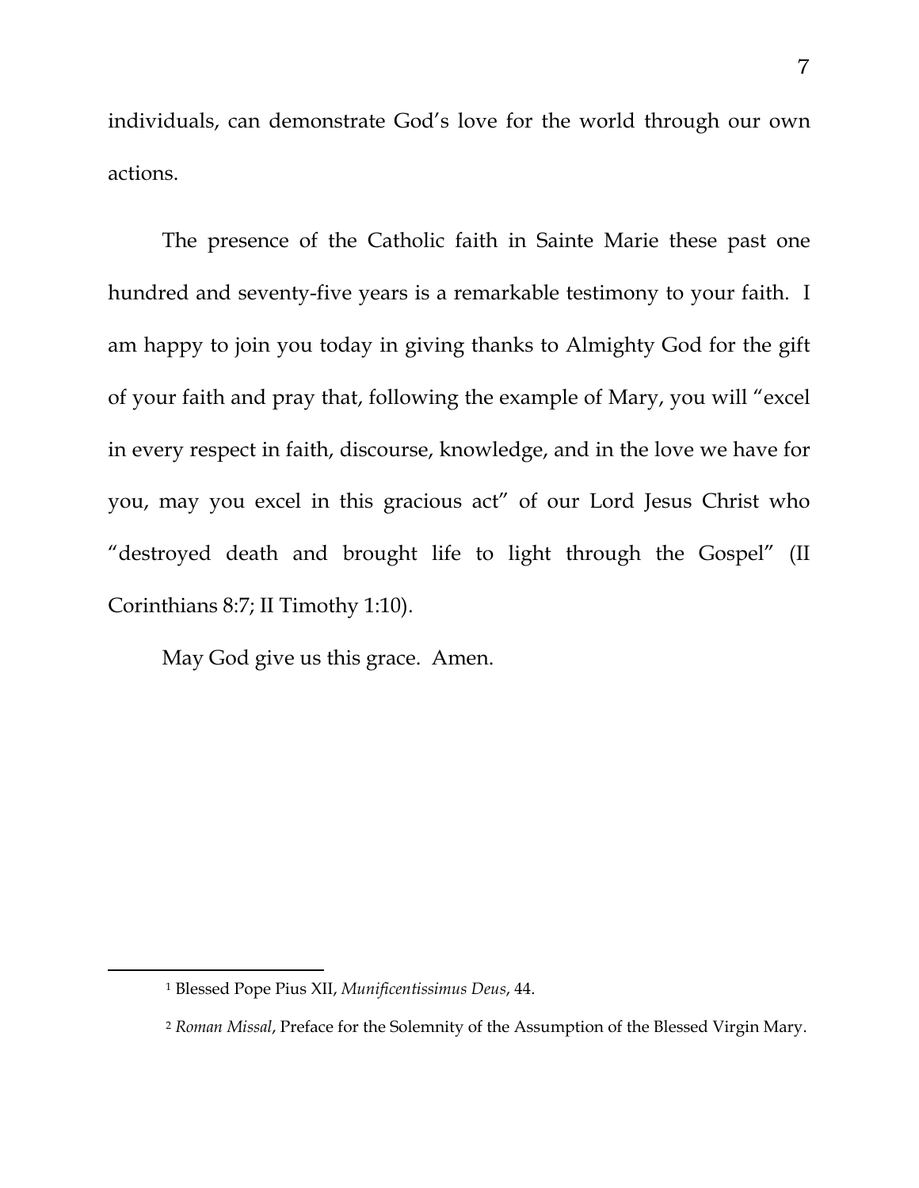individuals, can demonstrate God's love for the world through our own actions.

The presence of the Catholic faith in Sainte Marie these past one hundred and seventy-five years is a remarkable testimony to your faith. I am happy to join you today in giving thanks to Almighty God for the gift of your faith and pray that, following the example of Mary, you will "excel in every respect in faith, discourse, knowledge, and in the love we have for you, may you excel in this gracious act" of our Lord Jesus Christ who "destroyed death and brought life to light through the Gospel" (II Corinthians 8:7; II Timothy 1:10).

May God give us this grace. Amen.

---

[1] Blessed Pope Pius XII, *Munificentissimus Deus*, 44.

[2] *Roman Missal*, Preface for the Solemnity of the Assumption of the Blessed Virgin Mary.